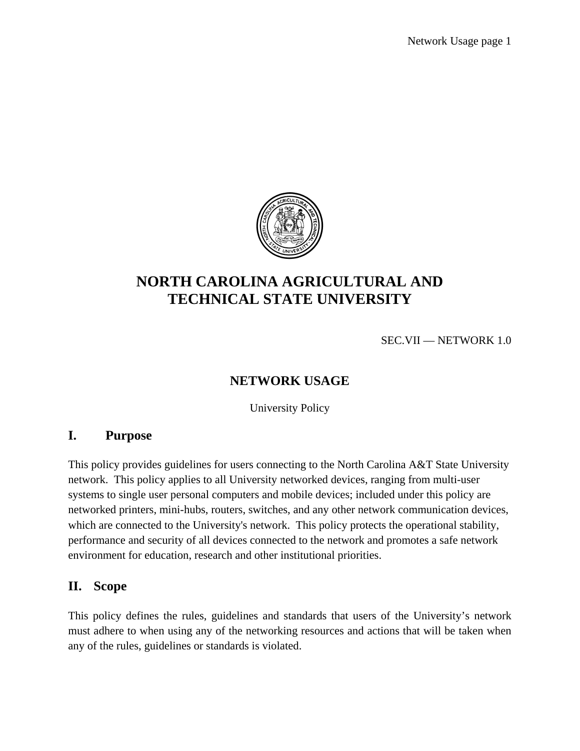# NORTH CAROLINA AGRICULTURAL AND TECHNICAL STATE UNIVERSITY

SEC.VII — NETWORK 1.0

## NETWORK USAGE

University Policy

## I. Purpose

This policy provides guidelines for users connecting to the North Carolina A&T State University network. This policy applies to all University networked devices, ranging from multi-user systems to single user personal computers and mobile devices; included under this policy are networked printers, mini-hubs, routers, switches, and any other network communication devices, which are connected to the University's network. This policy protects the operational stability, performance and security of all devices connected to the network and promotes a safe network environment for education, research and other institutional priorities.

## II. Scope

This policy defines the rules, guidelines and standards that users of the University's network must adhere to when using any of the networking resources and actions that will be taken when any of the rules, guidelines or standards is violated.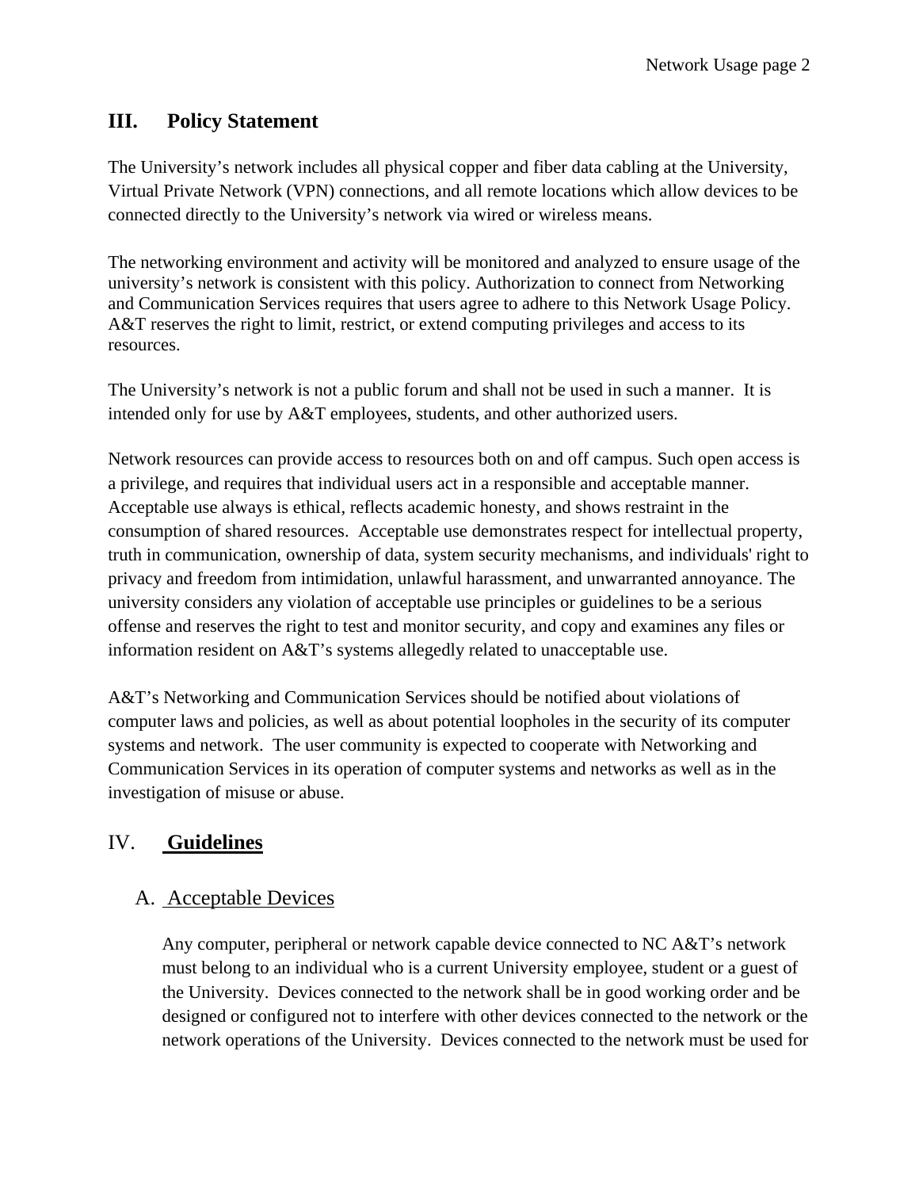## III. Policy Statement

The University's network includes all physical copper and fiber data cabling at the University, Virtual Private Network (VPN) connections, and all remote locations which allow devices to be connected directly to the University's network via wired or wireless means.

The networking environment and activity will be monitored and analyzed to ensure usage of the university's network is consistent with this policy. Authorization to connect from Networking and Communication Services requires that users agree to adhere to this Network Usage Policy. A&T reserves the right to limit, restrict, or extend computing privileges and access to its resources.

The University's network is not a public forum and shall not be used in such a manner. It is intended only for use by A&T employees, students, and other authorized users.

Network resources can provide access to resources both on and off campus. Such open access is a privilege, and requires that individual users act in a responsible and acceptable manner. Acceptable use always is ethical, reflects academic honesty, and shows restraint in the consumption of shared resources. Acceptable use demonstrates respect for intellectual property, truth in communication, ownership of data, system security mechanisms, and individuals' right to privacy and freedom from intimidation, unlawful harassment, and unwarranted annoyance. The university considers any violation of acceptable use principles or guidelines to be a serious offense and reserves the right to test and monitor security, and copy and examines any files or information resident on A&T's systems allegedly related to unacceptable use.

A&T's Networking and Communication Services should be notified about violations of computer laws and policies, as well as about potential loopholes in the security of its computer systems and network. The user community is expected to cooperate with Networking and Communication Services in its operation of computer systems and networks as well as in the investigation of misuse or abuse.

## IV. Guidelines

### A. Acceptable Devices

Any computer, peripheral or network capable device connected to NC A&T's network must belong to an individual who is a current University employee, student or a guest of the University. Devices connected to the network shall be in good working order and be designed or configured not to interfere with other devices connected to the network or the network operations of the University. Devices connected to the network must be used for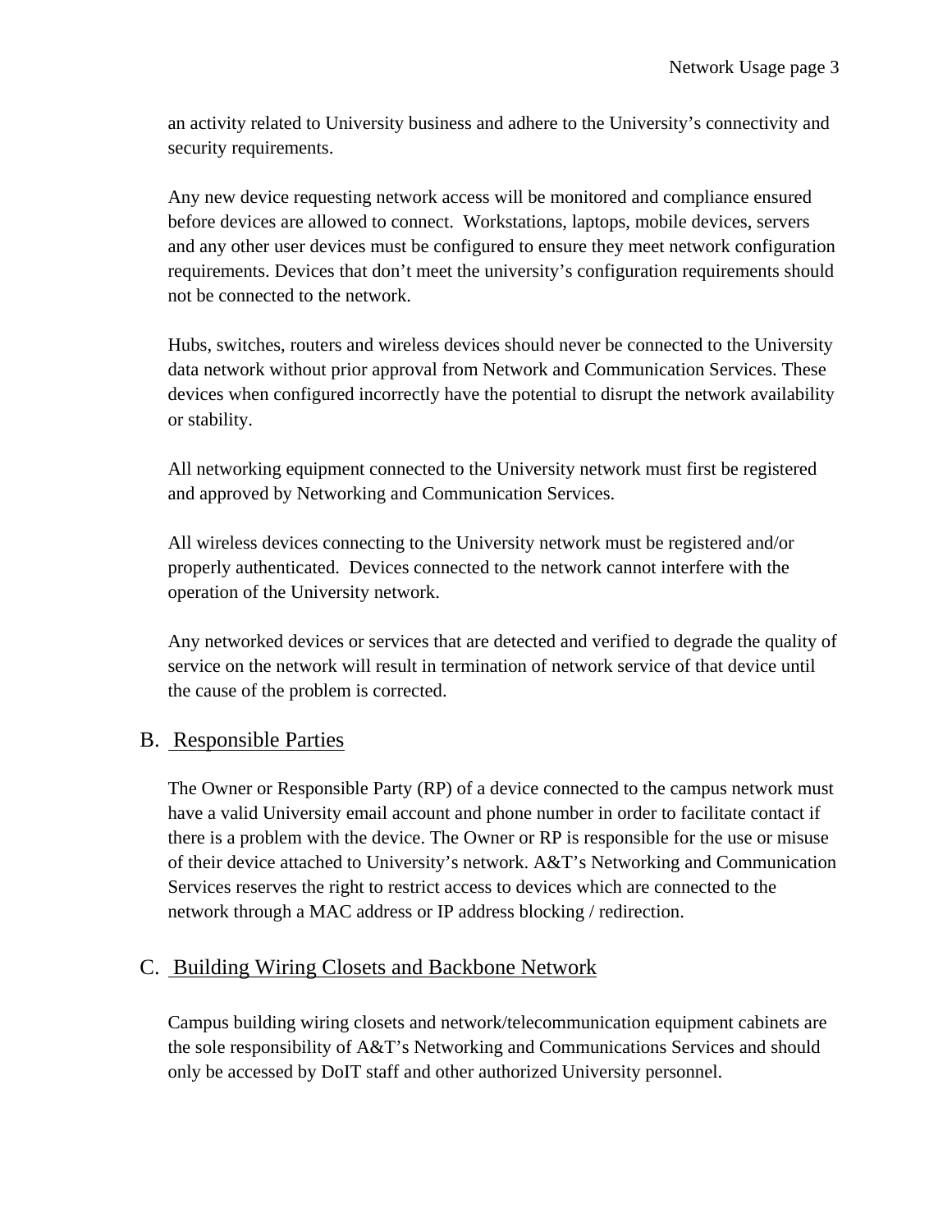an activity related to University business and adhere to the University's connectivity and security requirements.

Any new device requesting network access will be monitored and compliance ensured before devices are allowed to connect. Workstations, laptops, mobile devices, servers and any other user devices must be configured to ensure they meet network configuration requirements. Devices that don't meet the university's configuration requirements should not be connected to the network.

Hubs, switches, routers and wireless devices should never be connected to the University data network without prior approval from Network and Communication Services. These devices when configured incorrectly have the potential to disrupt the network availability or stability.

All networking equipment connected to the University network must first be registered and approved by Networking and Communication Services.

All wireless devices connecting to the University network must be registered and/or properly authenticated. Devices connected to the network cannot interfere with the operation of the University network.

Any networked devices or services that are detected and verified to degrade the quality of service on the network will result in termination of network service of that device until the cause of the problem is corrected.

## B. Responsible Parties

The Owner or Responsible Party (RP) of a device connected to the campus network must have a valid University email account and phone number in order to facilitate contact if there is a problem with the device. The Owner or RP is responsible for the use or misuse of their device attached to University's network. A&T's Networking and Communication Services reserves the right to restrict access to devices which are connected to the network through a MAC address or IP address blocking / redirection.

## C. Building Wiring Closets and Backbone Network

Campus building wiring closets and network/telecommunication equipment cabinets are the sole responsibility of A&T's Networking and Communications Services and should only be accessed by DoIT staff and other authorized University personnel.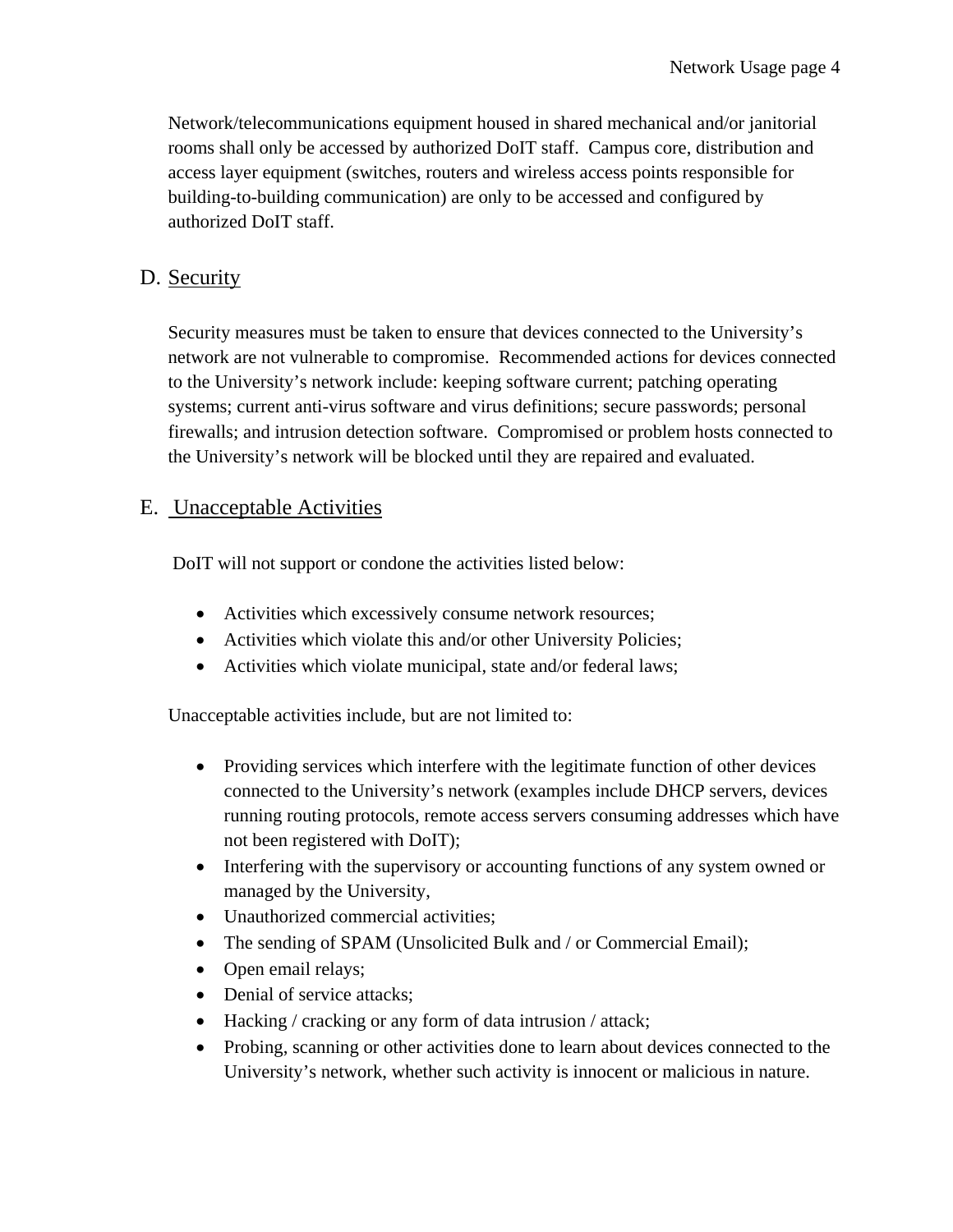Network/telecommunications equipment housed in shared mechanical and/or janitorial rooms shall only be accessed by authorized DoIT staff. Campus core, distribution and access layer equipment (switches, routers and wireless access points responsible for building-to-building communication) are only to be accessed and configured by authorized DoIT staff.

## D. Security

Security measures must be taken to ensure that devices connected to the University's network are not vulnerable to compromise. Recommended actions for devices connected to the University's network include: keeping software current; patching operating systems; current anti-virus software and virus definitions; secure passwords; personal firewalls; and intrusion detection software. Compromised or problem hosts connected to the University's network will be blocked until they are repaired and evaluated.

## E. Unacceptable Activities

DoIT will not support or condone the activities listed below:

- Activities which excessively consume network resources;
- Activities which violate this and/or other University Policies;
- Activities which violate municipal, state and/or federal laws;

Unacceptable activities include, but are not limited to:

- Providing services which interfere with the legitimate function of other devices connected to the University's network (examples include DHCP servers, devices running routing protocols, remote access servers consuming addresses which have not been registered with DoIT);
- Interfering with the supervisory or accounting functions of any system owned or managed by the University,
- Unauthorized commercial activities;
- The sending of SPAM (Unsolicited Bulk and / or Commercial Email);
- Open email relays;
- Denial of service attacks;
- Hacking / cracking or any form of data intrusion / attack;
- Probing, scanning or other activities done to learn about devices connected to the University's network, whether such activity is innocent or malicious in nature.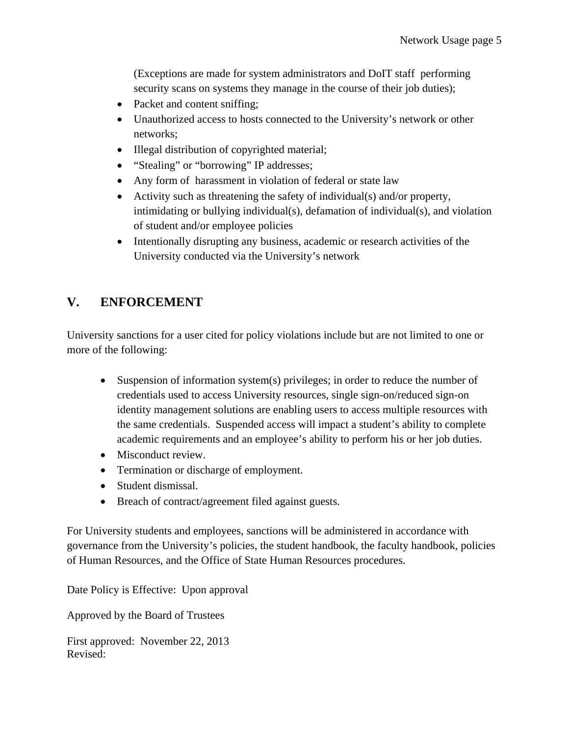(Exceptions are made for system administrators and DoIT staff performing security scans on systems they manage in the course of their job duties);

- Packet and content sniffing;
- Unauthorized access to hosts connected to the University's network or other networks;
- Illegal distribution of copyrighted material;
- "Stealing" or "borrowing" IP addresses;
- Any form of harassment in violation of federal or state law
- Activity such as threatening the safety of individual(s) and/or property, intimidating or bullying individual(s), defamation of individual(s), and violation of student and/or employee policies
- Intentionally disrupting any business, academic or research activities of the University conducted via the University's network

## V. ENFORCEMENT

University sanctions for a user cited for policy violations include but are not limited to one or more of the following:

- Suspension of information system(s) privileges; in order to reduce the number of credentials used to access University resources, single sign-on/reduced sign-on identity management solutions are enabling users to access multiple resources with the same credentials. Suspended access will impact a student's ability to complete academic requirements and an employee's ability to perform his or her job duties.
- Misconduct review.
- Termination or discharge of employment.
- Student dismissal.
- Breach of contract/agreement filed against guests.

For University students and employees, sanctions will be administered in accordance with governance from the University's policies, the student handbook, the faculty handbook, policies of Human Resources, and the Office of State Human Resources procedures.

Date Policy is Effective: Upon approval

Approved by the Board of Trustees

First approved: November 22, 2013
Revised: